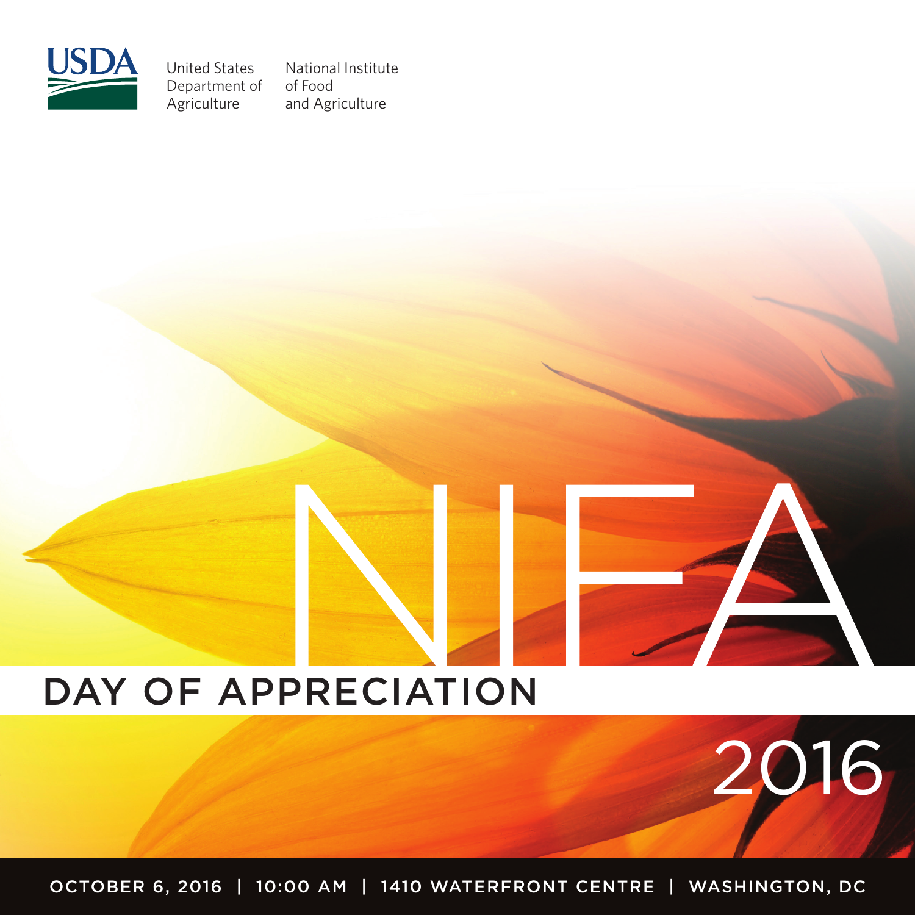USDA

United States Department of Agriculture

National Institute of Food and Agriculture

# NIFA

## DAY OF APPRECIATION

2016

OCTOBER 6, 2016 | 10:00 AM | 1410 WATERFRONT CENTRE | WASHINGTON, DC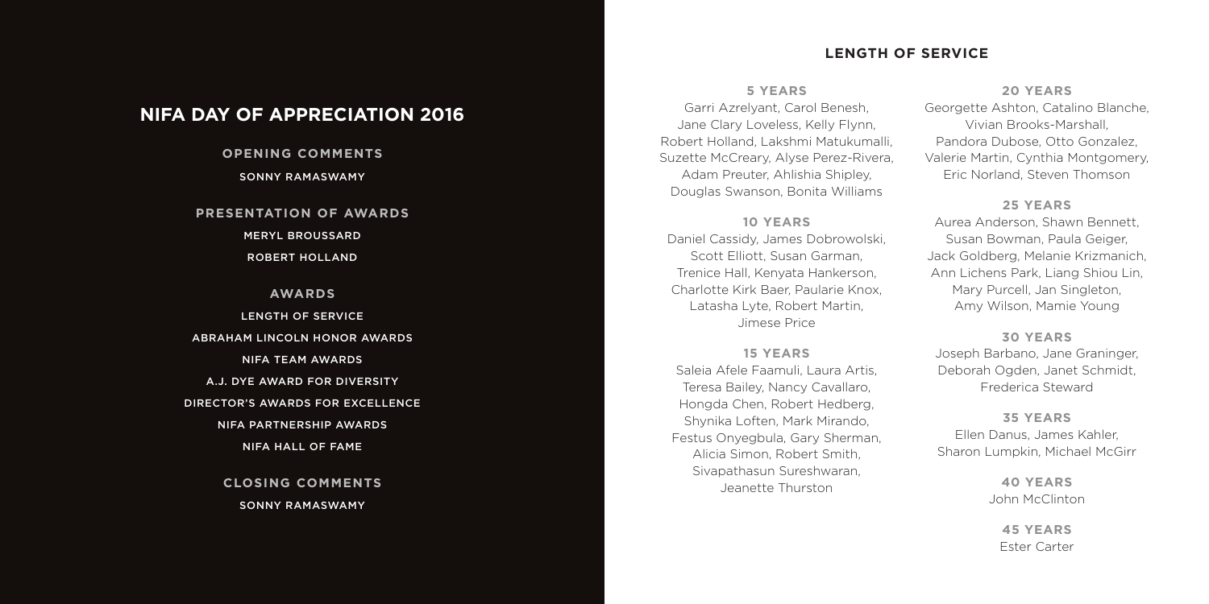# NIFA DAY OF APPRECIATION 2016

**OPENING COMMENTS**

SONNY RAMASWAMY

**PRESENTATION OF AWARDS**

MERYL BROUSSARD

ROBERT HOLLAND

**AWARDS**

LENGTH OF SERVICE

ABRAHAM LINCOLN HONOR AWARDS

NIFA TEAM AWARDS

A.J. DYE AWARD FOR DIVERSITY

DIRECTOR'S AWARDS FOR EXCELLENCE

NIFA PARTNERSHIP AWARDS

NIFA HALL OF FAME

**CLOSING COMMENTS**

SONNY RAMASWAMY

## LENGTH OF SERVICE

### 5 YEARS

Garri Azrelyant, Carol Benesh, Jane Clary Loveless, Kelly Flynn, Robert Holland, Lakshmi Matukumalli, Suzette McCreary, Alyse Perez-Rivera, Adam Preuter, Ahlishia Shipley, Douglas Swanson, Bonita Williams

### 10 YEARS

Daniel Cassidy, James Dobrowolski, Scott Elliott, Susan Garman, Trenice Hall, Kenyata Hankerson, Charlotte Kirk Baer, Paularie Knox, Latasha Lyte, Robert Martin, Jimese Price

### 15 YEARS

Saleia Afele Faamuli, Laura Artis, Teresa Bailey, Nancy Cavallaro, Hongda Chen, Robert Hedberg, Shynika Loften, Mark Mirando, Festus Onyegbula, Gary Sherman, Alicia Simon, Robert Smith, Sivapathasun Sureshwaran, Jeanette Thurston

### 20 YEARS

Georgette Ashton, Catalino Blanche, Vivian Brooks-Marshall, Pandora Dubose, Otto Gonzalez, Valerie Martin, Cynthia Montgomery, Eric Norland, Steven Thomson

### 25 YEARS

Aurea Anderson, Shawn Bennett, Susan Bowman, Paula Geiger, Jack Goldberg, Melanie Krizmanich, Ann Lichens Park, Liang Shiou Lin, Mary Purcell, Jan Singleton, Amy Wilson, Mamie Young

### 30 YEARS

Joseph Barbano, Jane Graninger, Deborah Ogden, Janet Schmidt, Frederica Steward

### 35 YEARS

Ellen Danus, James Kahler, Sharon Lumpkin, Michael McGirr

### 40 YEARS

John McClinton

### 45 YEARS

Ester Carter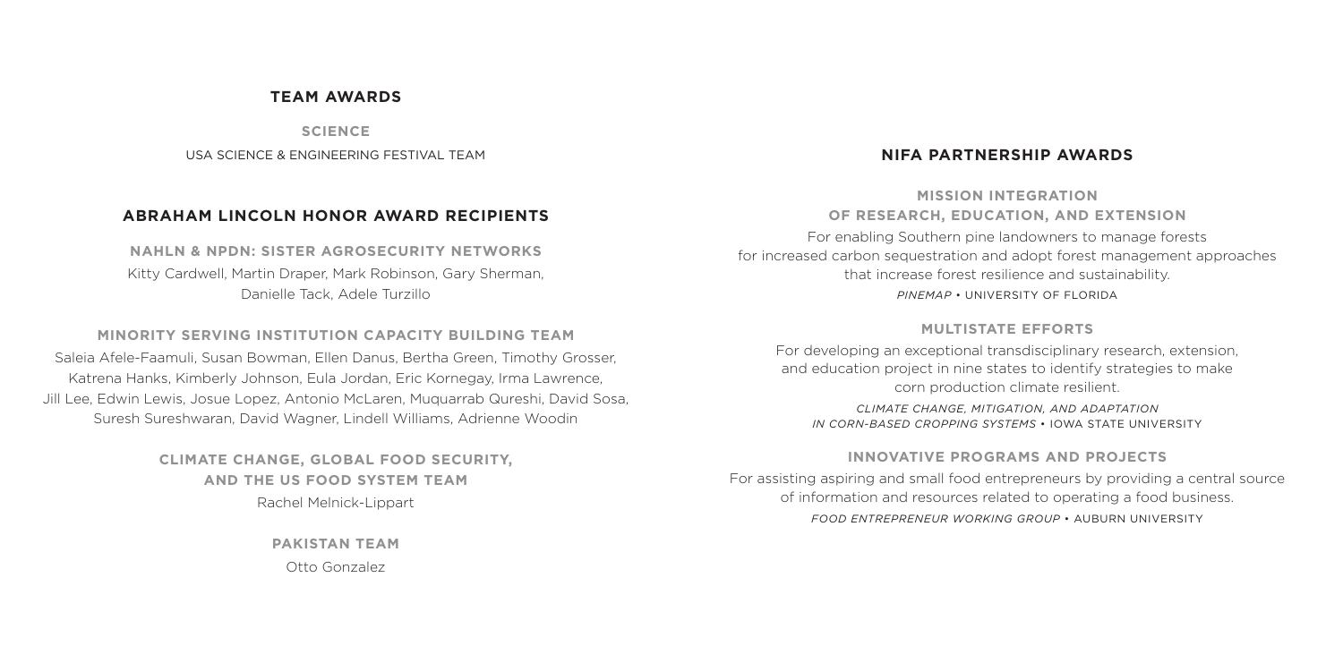## TEAM AWARDS

### SCIENCE

USA SCIENCE & ENGINEERING FESTIVAL TEAM

## ABRAHAM LINCOLN HONOR AWARD RECIPIENTS

### NAHLN & NPDN: SISTER AGROSECURITY NETWORKS

Kitty Cardwell, Martin Draper, Mark Robinson, Gary Sherman, Danielle Tack, Adele Turzillo

### MINORITY SERVING INSTITUTION CAPACITY BUILDING TEAM

Saleia Afele-Faamuli, Susan Bowman, Ellen Danus, Bertha Green, Timothy Grosser, Katrena Hanks, Kimberly Johnson, Eula Jordan, Eric Kornegay, Irma Lawrence, Jill Lee, Edwin Lewis, Josue Lopez, Antonio McLaren, Muquarrab Qureshi, David Sosa, Suresh Sureshwaran, David Wagner, Lindell Williams, Adrienne Woodin

### CLIMATE CHANGE, GLOBAL FOOD SECURITY, AND THE US FOOD SYSTEM TEAM

Rachel Melnick-Lippart

### PAKISTAN TEAM

Otto Gonzalez

## NIFA PARTNERSHIP AWARDS

### MISSION INTEGRATION OF RESEARCH, EDUCATION, AND EXTENSION

For enabling Southern pine landowners to manage forests for increased carbon sequestration and adopt forest management approaches that increase forest resilience and sustainability.

*PINEMAP* • UNIVERSITY OF FLORIDA

### MULTISTATE EFFORTS

For developing an exceptional transdisciplinary research, extension, and education project in nine states to identify strategies to make corn production climate resilient.

*CLIMATE CHANGE, MITIGATION, AND ADAPTATION IN CORN-BASED CROPPING SYSTEMS* • IOWA STATE UNIVERSITY

### INNOVATIVE PROGRAMS AND PROJECTS

For assisting aspiring and small food entrepreneurs by providing a central source of information and resources related to operating a food business.

*FOOD ENTREPRENEUR WORKING GROUP* • AUBURN UNIVERSITY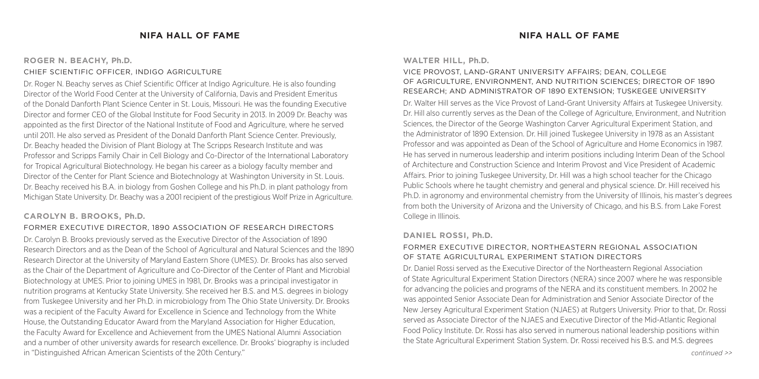## ROGER N. BEACHY, Ph.D.

### CHIEF SCIENTIFIC OFFICER, INDIGO AGRICULTURE

Dr. Roger N. Beachy serves as Chief Scientific Officer at Indigo Agriculture. He is also founding Director of the World Food Center at the University of California, Davis and President Emeritus of the Donald Danforth Plant Science Center in St. Louis, Missouri. He was the founding Executive Director and former CEO of the Global Institute for Food Security in 2013. In 2009 Dr. Beachy was appointed as the first Director of the National Institute of Food and Agriculture, where he served until 2011. He also served as President of the Donald Danforth Plant Science Center. Previously, Dr. Beachy headed the Division of Plant Biology at The Scripps Research Institute and was Professor and Scripps Family Chair in Cell Biology and Co-Director of the International Laboratory for Tropical Agricultural Biotechnology. He began his career as a biology faculty member and Director of the Center for Plant Science and Biotechnology at Washington University in St. Louis. Dr. Beachy received his B.A. in biology from Goshen College and his Ph.D. in plant pathology from Michigan State University. Dr. Beachy was a 2001 recipient of the prestigious Wolf Prize in Agriculture.

## CAROLYN B. BROOKS, Ph.D.

### FORMER EXECUTIVE DIRECTOR, 1890 ASSOCIATION OF RESEARCH DIRECTORS

Dr. Carolyn B. Brooks previously served as the Executive Director of the Association of 1890 Research Directors and as the Dean of the School of Agricultural and Natural Sciences and the 1890 Research Director at the University of Maryland Eastern Shore (UMES). Dr. Brooks has also served as the Chair of the Department of Agriculture and Co-Director of the Center of Plant and Microbial Biotechnology at UMES. Prior to joining UMES in 1981, Dr. Brooks was a principal investigator in nutrition programs at Kentucky State University. She received her B.S. and M.S. degrees in biology from Tuskegee University and her Ph.D. in microbiology from The Ohio State University. Dr. Brooks was a recipient of the Faculty Award for Excellence in Science and Technology from the White House, the Outstanding Educator Award from the Maryland Association for Higher Education, the Faculty Award for Excellence and Achievement from the UMES National Alumni Association and a number of other university awards for research excellence. Dr. Brooks' biography is included in "Distinguished African American Scientists of the 20th Century."

## WALTER HILL, Ph.D.

### VICE PROVOST, LAND-GRANT UNIVERSITY AFFAIRS; DEAN, COLLEGE OF AGRICULTURE, ENVIRONMENT, AND NUTRITION SCIENCES; DIRECTOR OF 1890 RESEARCH; AND ADMINISTRATOR OF 1890 EXTENSION; TUSKEGEE UNIVERSITY

Dr. Walter Hill serves as the Vice Provost of Land-Grant University Affairs at Tuskegee University. Dr. Hill also currently serves as the Dean of the College of Agriculture, Environment, and Nutrition Sciences, the Director of the George Washington Carver Agricultural Experiment Station, and the Administrator of 1890 Extension. Dr. Hill joined Tuskegee University in 1978 as an Assistant Professor and was appointed as Dean of the School of Agriculture and Home Economics in 1987. He has served in numerous leadership and interim positions including Interim Dean of the School of Architecture and Construction Science and Interim Provost and Vice President of Academic Affairs. Prior to joining Tuskegee University, Dr. Hill was a high school teacher for the Chicago Public Schools where he taught chemistry and general and physical science. Dr. Hill received his Ph.D. in agronomy and environmental chemistry from the University of Illinois, his master's degrees from both the University of Arizona and the University of Chicago, and his B.S. from Lake Forest College in Illinois.

## DANIEL ROSSI, Ph.D.

### FORMER EXECUTIVE DIRECTOR, NORTHEASTERN REGIONAL ASSOCIATION OF STATE AGRICULTURAL EXPERIMENT STATION DIRECTORS

Dr. Daniel Rossi served as the Executive Director of the Northeastern Regional Association of State Agricultural Experiment Station Directors (NERA) since 2007 where he was responsible for advancing the policies and programs of the NERA and its constituent members. In 2002 he was appointed Senior Associate Dean for Administration and Senior Associate Director of the New Jersey Agricultural Experiment Station (NJAES) at Rutgers University. Prior to that, Dr. Rossi served as Associate Director of the NJAES and Executive Director of the Mid-Atlantic Regional Food Policy Institute. Dr. Rossi has also served in numerous national leadership positions within the State Agricultural Experiment Station System. Dr. Rossi received his B.S. and M.S. degrees

*continued >>*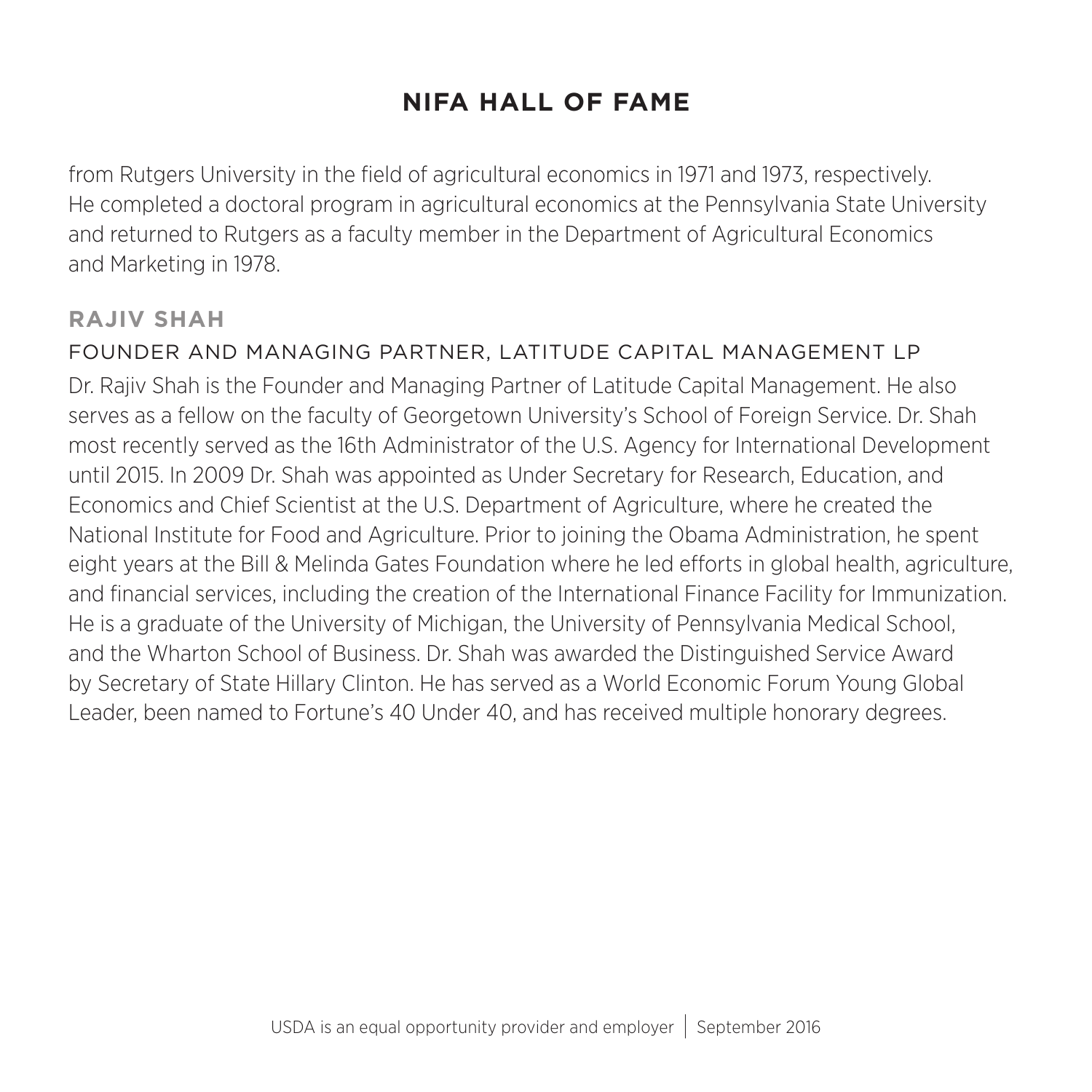from Rutgers University in the field of agricultural economics in 1971 and 1973, respectively. He completed a doctoral program in agricultural economics at the Pennsylvania State University and returned to Rutgers as a faculty member in the Department of Agricultural Economics and Marketing in 1978.

## RAJIV SHAH

### FOUNDER AND MANAGING PARTNER, LATITUDE CAPITAL MANAGEMENT LP

Dr. Rajiv Shah is the Founder and Managing Partner of Latitude Capital Management. He also serves as a fellow on the faculty of Georgetown University's School of Foreign Service. Dr. Shah most recently served as the 16th Administrator of the U.S. Agency for International Development until 2015. In 2009 Dr. Shah was appointed as Under Secretary for Research, Education, and Economics and Chief Scientist at the U.S. Department of Agriculture, where he created the National Institute for Food and Agriculture. Prior to joining the Obama Administration, he spent eight years at the Bill & Melinda Gates Foundation where he led efforts in global health, agriculture, and financial services, including the creation of the International Finance Facility for Immunization. He is a graduate of the University of Michigan, the University of Pennsylvania Medical School, and the Wharton School of Business. Dr. Shah was awarded the Distinguished Service Award by Secretary of State Hillary Clinton. He has served as a World Economic Forum Young Global Leader, been named to Fortune's 40 Under 40, and has received multiple honorary degrees.

USDA is an equal opportunity provider and employer | September 2016